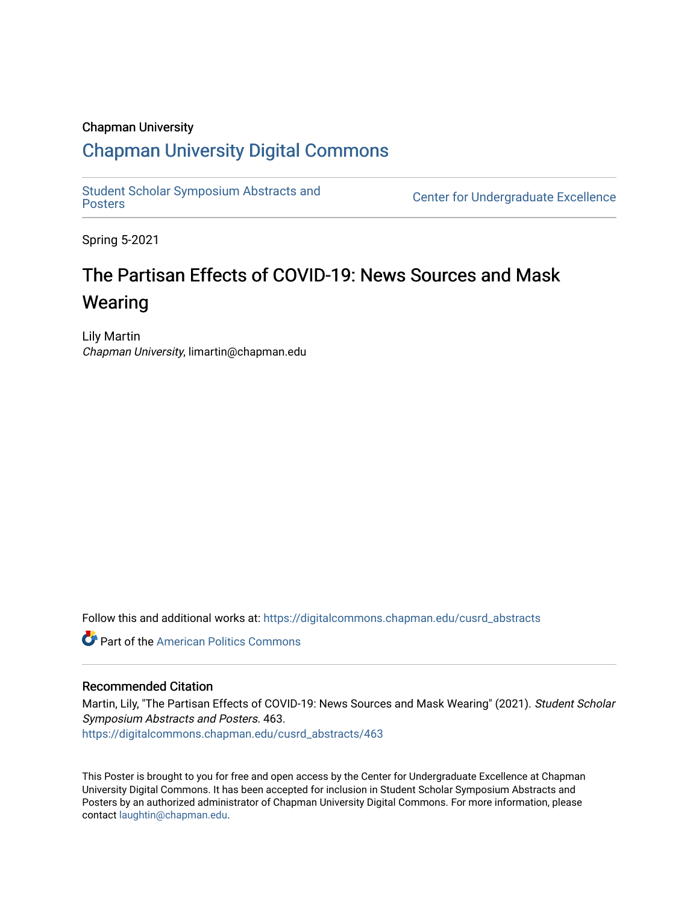Chapman University

## Chapman University Digital Commons

Student Scholar Symposium Abstracts and Posters

Center for Undergraduate Excellence

Spring 5-2021

# The Partisan Effects of COVID-19: News Sources and Mask Wearing

Lily Martin
*Chapman University*, limartin@chapman.edu

Follow this and additional works at: https://digitalcommons.chapman.edu/cusrd_abstracts

Part of the American Politics Commons

### Recommended Citation

Martin, Lily, "The Partisan Effects of COVID-19: News Sources and Mask Wearing" (2021). *Student Scholar Symposium Abstracts and Posters*. 463.
https://digitalcommons.chapman.edu/cusrd_abstracts/463

This Poster is brought to you for free and open access by the Center for Undergraduate Excellence at Chapman University Digital Commons. It has been accepted for inclusion in Student Scholar Symposium Abstracts and Posters by an authorized administrator of Chapman University Digital Commons. For more information, please contact laughtin@chapman.edu.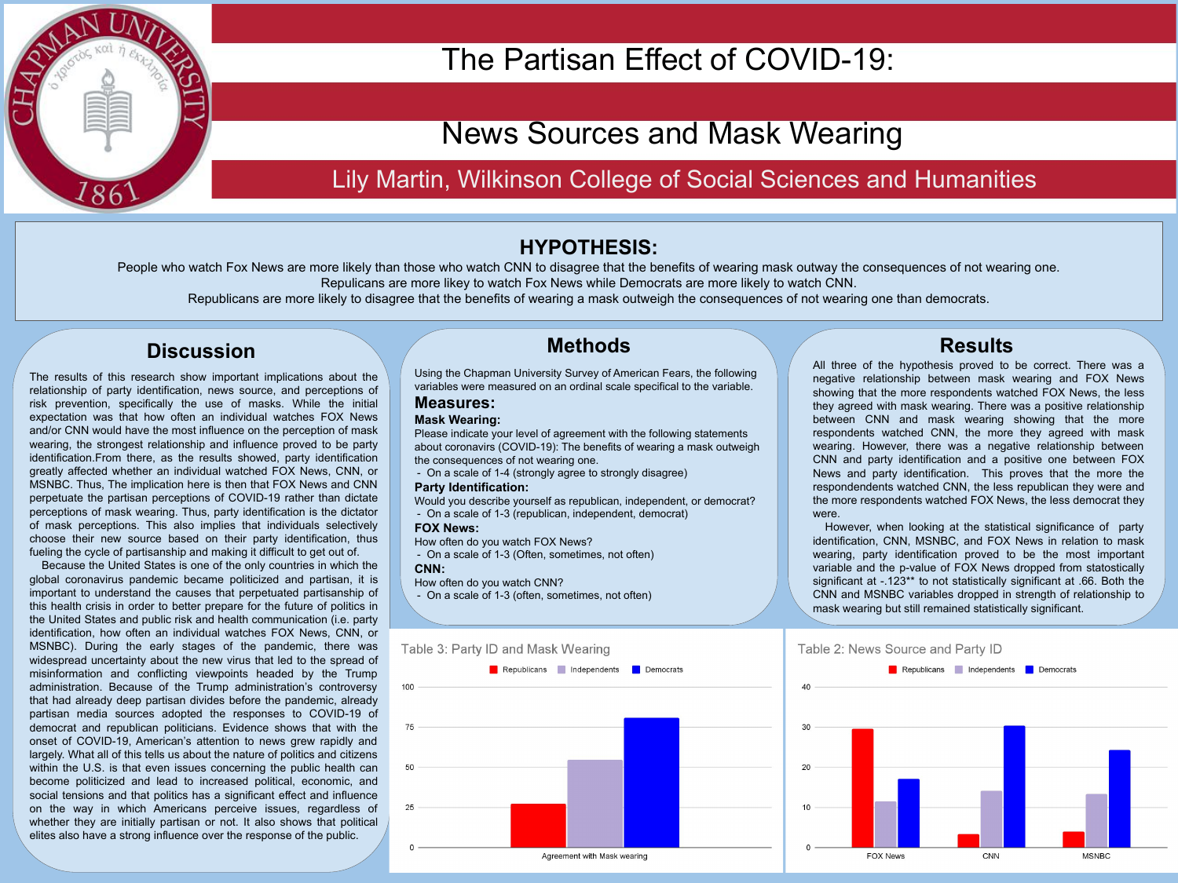# The Partisan Effect of COVID-19:

# News Sources and Mask Wearing

Lily Martin, Wilkinson College of Social Sciences and Humanities

## HYPOTHESIS:

People who watch Fox News are more likely than those who watch CNN to disagree that the benefits of wearing mask outway the consequences of not wearing one.
Repulicans are more likey to watch Fox News while Democrats are more likely to watch CNN.
Republicans are more likely to disagree that the benefits of wearing a mask outweigh the consequences of not wearing one than democrats.

## Discussion

The results of this research show important implications about the relationship of party identification, news source, and perceptions of risk prevention, specifically the use of masks. While the initial expectation was that how often an individual watches FOX News and/or CNN would have the most influence on the perception of mask wearing, the strongest relationship and influence proved to be party identification.From there, as the results showed, party identification greatly affected whether an individual watched FOX News, CNN, or MSNBC. Thus, The implication here is then that FOX News and CNN perpetuate the partisan perceptions of COVID-19 rather than dictate perceptions of mask wearing. Thus, party identification is the dictator of mask perceptions. This also implies that individuals selectively choose their new source based on their party identification, thus fueling the cycle of partisanship and making it difficult to get out of.

Because the United States is one of the only countries in which the global coronavirus pandemic became politicized and partisan, it is important to understand the causes that perpetuated partisanship of this health crisis in order to better prepare for the future of politics in the United States and public risk and health communication (i.e. party identification, how often an individual watches FOX News, CNN, or MSNBC). During the early stages of the pandemic, there was widespread uncertainty about the new virus that led to the spread of misinformation and conflicting viewpoints headed by the Trump administration. Because of the Trump administration's controversy that had already deep partisan divides before the pandemic, already partisan media sources adopted the responses to COVID-19 of democrat and republican politicians. Evidence shows that with the onset of COVID-19, American's attention to news grew rapidly and largely. What all of this tells us about the nature of politics and citizens within the U.S. is that even issues concerning the public health can become politicized and lead to increased political, economic, and social tensions and that politics has a significant effect and influence on the way in which Americans perceive issues, regardless of whether they are initially partisan or not. It also shows that political elites also have a strong influence over the response of the public.

## Methods

Using the Chapman University Survey of American Fears, the following variables were measured on an ordinal scale specifical to the variable.

### Measures:

**Mask Wearing:**
Please indicate your level of agreement with the following statements about coronavirs (COVID-19): The benefits of wearing a mask outweigh the consequences of not wearing one.
- On a scale of 1-4 (strongly agree to strongly disagree)

**Party Identification:**
Would you describe yourself as republican, independent, or democrat?
- On a scale of 1-3 (republican, independent, democrat)

**FOX News:**
How often do you watch FOX News?
- On a scale of 1-3 (Often, sometimes, not often)

**CNN:**
How often do you watch CNN?
- On a scale of 1-3 (often, sometimes, not often)

## Results

All three of the hypothesis proved to be correct. There was a negative relationship between mask wearing and FOX News showing that the more respondents watched FOX News, the less they agreed with mask wearing. There was a positive relationship between CNN and mask wearing showing that the more respondents watched CNN, the more they agreed with mask wearing. However, there was a negative relationship between CNN and party identification and a positive one between FOX News and party identification. This proves that the more the respondents watched CNN, the less republican they were and the more respondents watched FOX News, the less democrat they were.

However, when looking at the statistical significance of party identification, CNN, MSNBC, and FOX News in relation to mask wearing, party identification proved to be the most important variable and the p-value of FOX News dropped from statostically significant at -.123** to not statistically significant at .66. Both the CNN and MSNBC variables dropped in strength of relationship to mask wearing but still remained statistically significant.

Table 3: Party ID and Mask Wearing

Repulbicans, Independents, Democrats

0, 25, 50, 75, 100

Agreement with Mask wearing

Table 2: News Source and Party ID

Republicans, Independents, Democrats

0, 10, 20, 30, 40

FOX News, CNN, MSNBC